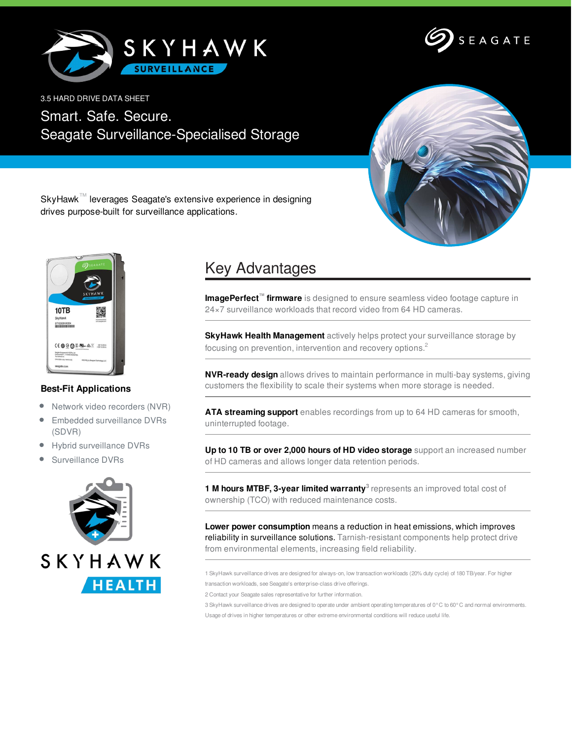3.5 HARD DRIVE DATA SHEET

# Smart. Safe. Secure.
# Seagate Surveillance-Specialised Storage

SkyHawk™ leverages Seagate's extensive experience in designing drives purpose-built for surveillance applications.

### Best-Fit Applications

- Network video recorders (NVR)
- Embedded surveillance DVRs (SDVR)
- Hybrid surveillance DVRs
- Surveillance DVRs

## Key Advantages

**ImagePerfect™ firmware** is designed to ensure seamless video footage capture in 24×7 surveillance workloads that record video from 64 HD cameras.

**SkyHawk Health Management** actively helps protect your surveillance storage by focusing on prevention, intervention and recovery options.[2]

**NVR-ready design** allows drives to maintain performance in multi-bay systems, giving customers the flexibility to scale their systems when more storage is needed.

**ATA streaming support** enables recordings from up to 64 HD cameras for smooth, uninterrupted footage.

**Up to 10 TB or over 2,000 hours of HD video storage** support an increased number of HD cameras and allows longer data retention periods.

**1 M hours MTBF, 3-year limited warranty**[3] represents an improved total cost of ownership (TCO) with reduced maintenance costs.

**Lower power consumption** means a reduction in heat emissions, which improves reliability in surveillance solutions. Tarnish-resistant components help protect drive from environmental elements, increasing field reliability.

1 SkyHawk surveillance drives are designed for always-on, low transaction workloads (20% duty cycle) of 180 TB/year. For higher transaction workloads, see Seagate's enterprise-class drive offerings.

2 Contact your Seagate sales representative for further information.

3 SkyHawk surveillance drives are designed to operate under ambient operating temperatures of 0° C to 60° C and normal environments. Usage of drives in higher temperatures or other extreme environmental conditions will reduce useful life.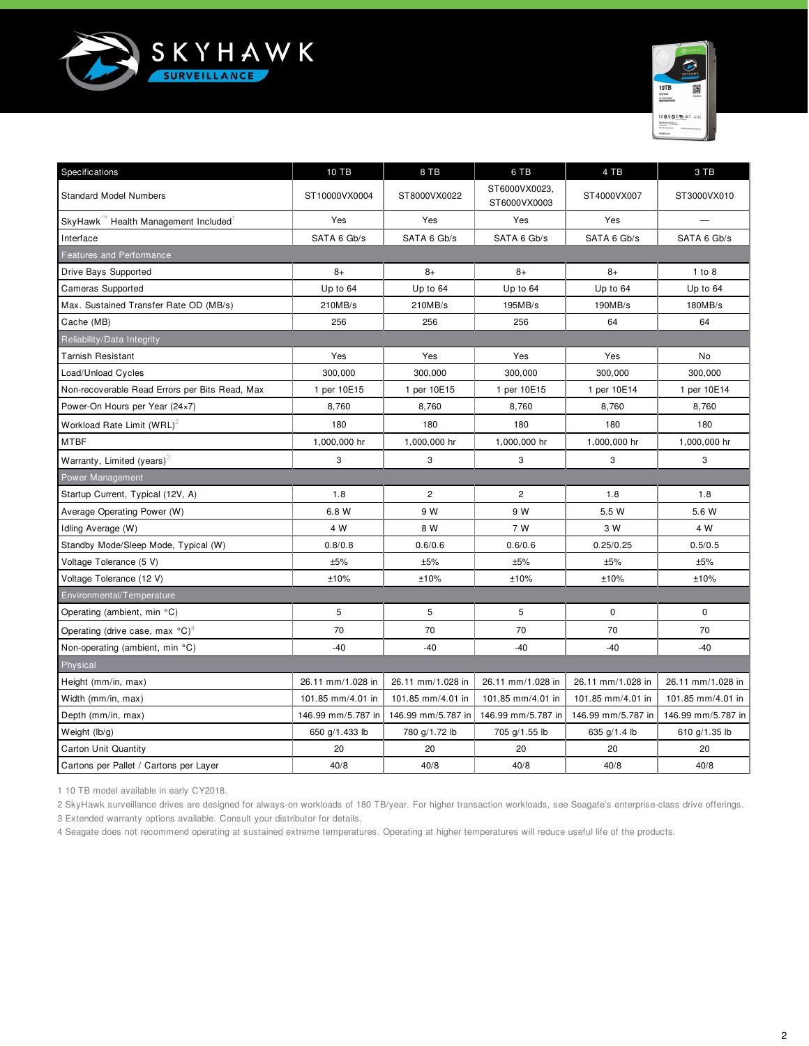| Specifications | 10 TB | 8 TB | 6 TB | 4 TB | 3 TB |
|---|---|---|---|---|---|
| Standard Model Numbers | ST10000VX0004 | ST8000VX0022 | ST6000VX0023, ST6000VX0003 | ST4000VX007 | ST3000VX010 |
| SkyHawk™ Health Management Included[1] | Yes | Yes | Yes | Yes | — |
| Interface | SATA 6 Gb/s | SATA 6 Gb/s | SATA 6 Gb/s | SATA 6 Gb/s | SATA 6 Gb/s |
| **Features and Performance** | | | | | |
| Drive Bays Supported | 8+ | 8+ | 8+ | 8+ | 1 to 8 |
| Cameras Supported | Up to 64 | Up to 64 | Up to 64 | Up to 64 | Up to 64 |
| Max. Sustained Transfer Rate OD (MB/s) | 210MB/s | 210MB/s | 195MB/s | 190MB/s | 180MB/s |
| Cache (MB) | 256 | 256 | 256 | 64 | 64 |
| **Reliability/Data Integrity** | | | | | |
| Tarnish Resistant | Yes | Yes | Yes | Yes | No |
| Load/Unload Cycles | 300,000 | 300,000 | 300,000 | 300,000 | 300,000 |
| Non-recoverable Read Errors per Bits Read, Max | 1 per 10E15 | 1 per 10E15 | 1 per 10E15 | 1 per 10E14 | 1 per 10E14 |
| Power-On Hours per Year (24×7) | 8,760 | 8,760 | 8,760 | 8,760 | 8,760 |
| Workload Rate Limit (WRL)[2] | 180 | 180 | 180 | 180 | 180 |
| MTBF | 1,000,000 hr | 1,000,000 hr | 1,000,000 hr | 1,000,000 hr | 1,000,000 hr |
| Warranty, Limited (years)[3] | 3 | 3 | 3 | 3 | 3 |
| **Power Management** | | | | | |
| Startup Current, Typical (12V, A) | 1.8 | 2 | 2 | 1.8 | 1.8 |
| Average Operating Power (W) | 6.8 W | 9 W | 9 W | 5.5 W | 5.6 W |
| Idling Average (W) | 4 W | 8 W | 7 W | 3 W | 4 W |
| Standby Mode/Sleep Mode, Typical (W) | 0.8/0.8 | 0.6/0.6 | 0.6/0.6 | 0.25/0.25 | 0.5/0.5 |
| Voltage Tolerance (5 V) | ±5% | ±5% | ±5% | ±5% | ±5% |
| Voltage Tolerance (12 V) | ±10% | ±10% | ±10% | ±10% | ±10% |
| **Environmental/Temperature** | | | | | |
| Operating (ambient, min °C) | 5 | 5 | 5 | 0 | 0 |
| Operating (drive case, max °C)[4] | 70 | 70 | 70 | 70 | 70 |
| Non-operating (ambient, min °C) | -40 | -40 | -40 | -40 | -40 |
| **Physical** | | | | | |
| Height (mm/in, max) | 26.11 mm/1.028 in | 26.11 mm/1.028 in | 26.11 mm/1.028 in | 26.11 mm/1.028 in | 26.11 mm/1.028 in |
| Width (mm/in, max) | 101.85 mm/4.01 in | 101.85 mm/4.01 in | 101.85 mm/4.01 in | 101.85 mm/4.01 in | 101.85 mm/4.01 in |
| Depth (mm/in, max) | 146.99 mm/5.787 in | 146.99 mm/5.787 in | 146.99 mm/5.787 in | 146.99 mm/5.787 in | 146.99 mm/5.787 in |
| Weight (lb/g) | 650 g/1.433 lb | 780 g/1.72 lb | 705 g/1.55 lb | 635 g/1.4 lb | 610 g/1.35 lb |
| Carton Unit Quantity | 20 | 20 | 20 | 20 | 20 |
| Cartons per Pallet / Cartons per Layer | 40/8 | 40/8 | 40/8 | 40/8 | 40/8 |

1 10 TB model available in early CY2018.

2 SkyHawk surveillance drives are designed for always-on workloads of 180 TB/year. For higher transaction workloads, see Seagate's enterprise-class drive offerings.

3 Extended warranty options available. Consult your distributor for details.

4 Seagate does not recommend operating at sustained extreme temperatures. Operating at higher temperatures will reduce useful life of the products.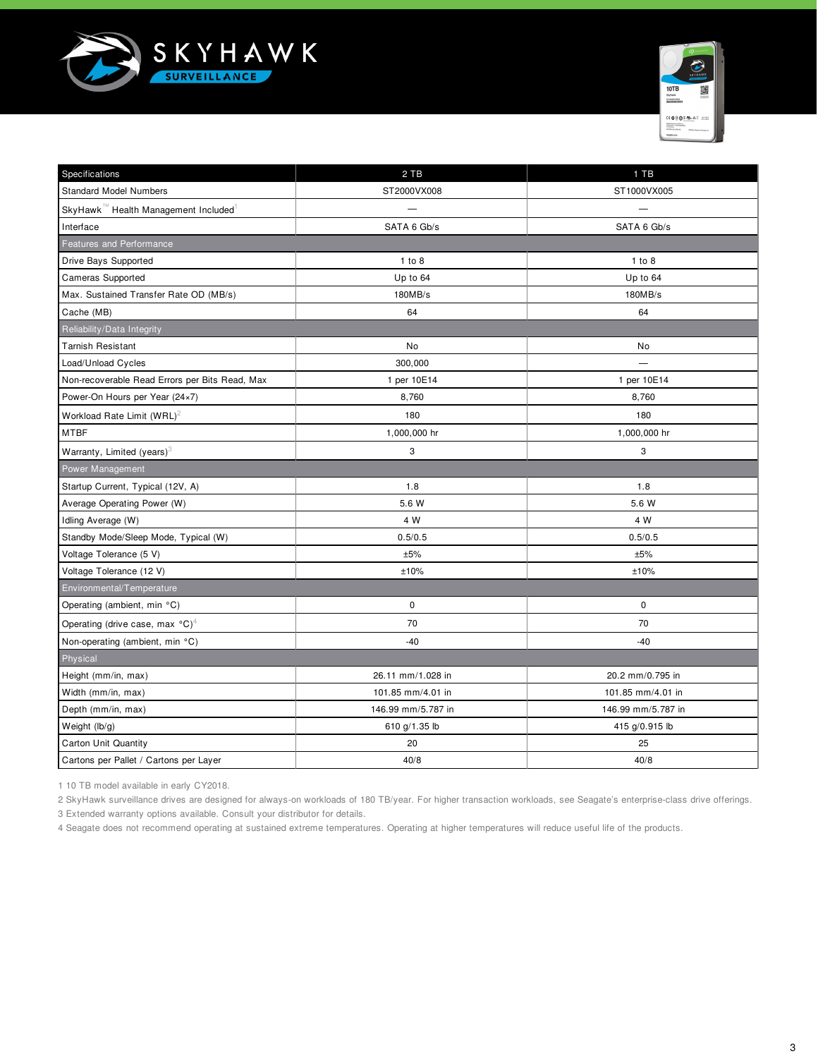# SKYHAWK SURVEILLANCE

| Specifications | 2 TB | 1 TB |
|---|---|---|
| Standard Model Numbers | ST2000VX008 | ST1000VX005 |
| SkyHawk™ Health Management Included[1] | — | — |
| Interface | SATA 6 Gb/s | SATA 6 Gb/s |
| **Features and Performance** | | |
| Drive Bays Supported | 1 to 8 | 1 to 8 |
| Cameras Supported | Up to 64 | Up to 64 |
| Max. Sustained Transfer Rate OD (MB/s) | 180MB/s | 180MB/s |
| Cache (MB) | 64 | 64 |
| **Reliability/Data Integrity** | | |
| Tarnish Resistant | No | No |
| Load/Unload Cycles | 300,000 | — |
| Non-recoverable Read Errors per Bits Read, Max | 1 per 10E14 | 1 per 10E14 |
| Power-On Hours per Year (24×7) | 8,760 | 8,760 |
| Workload Rate Limit (WRL)[2] | 180 | 180 |
| MTBF | 1,000,000 hr | 1,000,000 hr |
| Warranty, Limited (years)[3] | 3 | 3 |
| **Power Management** | | |
| Startup Current, Typical (12V, A) | 1.8 | 1.8 |
| Average Operating Power (W) | 5.6 W | 5.6 W |
| Idling Average (W) | 4 W | 4 W |
| Standby Mode/Sleep Mode, Typical (W) | 0.5/0.5 | 0.5/0.5 |
| Voltage Tolerance (5 V) | ±5% | ±5% |
| Voltage Tolerance (12 V) | ±10% | ±10% |
| **Environmental/Temperature** | | |
| Operating (ambient, min °C) | 0 | 0 |
| Operating (drive case, max °C)[4] | 70 | 70 |
| Non-operating (ambient, min °C) | -40 | -40 |
| **Physical** | | |
| Height (mm/in, max) | 26.11 mm/1.028 in | 20.2 mm/0.795 in |
| Width (mm/in, max) | 101.85 mm/4.01 in | 101.85 mm/4.01 in |
| Depth (mm/in, max) | 146.99 mm/5.787 in | 146.99 mm/5.787 in |
| Weight (lb/g) | 610 g/1.35 lb | 415 g/0.915 lb |
| Carton Unit Quantity | 20 | 25 |
| Cartons per Pallet / Cartons per Layer | 40/8 | 40/8 |

1 10 TB model available in early CY2018.

2 SkyHawk surveillance drives are designed for always-on workloads of 180 TB/year. For higher transaction workloads, see Seagate's enterprise-class drive offerings.

3 Extended warranty options available. Consult your distributor for details.

4 Seagate does not recommend operating at sustained extreme temperatures. Operating at higher temperatures will reduce useful life of the products.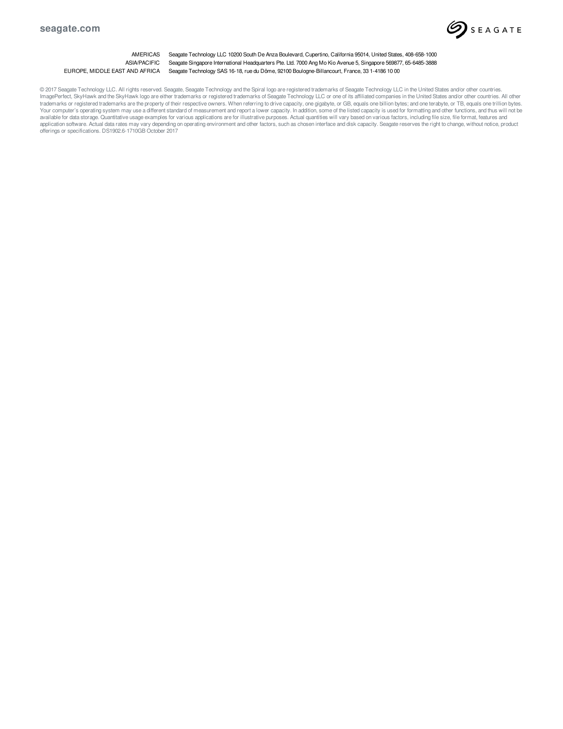seagate.com

SEAGATE

| | |
|---|---|
| AMERICAS | Seagate Technology LLC 10200 South De Anza Boulevard, Cupertino, California 95014, United States, 408-658-1000 |
| ASIA/PACIFIC | Seagate Singapore International Headquarters Pte. Ltd. 7000 Ang Mo Kio Avenue 5, Singapore 569877, 65-6485-3888 |
| EUROPE, MIDDLE EAST AND AFRICA | Seagate Technology SAS 16-18, rue du Dôme, 92100 Boulogne-Billancourt, France, 33 1-4186 10 00 |

© 2017 Seagate Technology LLC. All rights reserved. Seagate, Seagate Technology and the Spiral logo are registered trademarks of Seagate Technology LLC in the United States and/or other countries. ImagePerfect, SkyHawk and the SkyHawk logo are either trademarks or registered trademarks of Seagate Technology LLC or one of its affiliated companies in the United States and/or other countries. All other trademarks or registered trademarks are the property of their respective owners. When referring to drive capacity, one gigabyte, or GB, equals one billion bytes; and one terabyte, or TB, equals one trillion bytes. Your computer's operating system may use a different standard of measurement and report a lower capacity. In addition, some of the listed capacity is used for formatting and other functions, and thus will not be available for data storage. Quantitative usage examples for various applications are for illustrative purposes. Actual quantities will vary based on various factors, including file size, file format, features and application software. Actual data rates may vary depending on operating environment and other factors, such as chosen interface and disk capacity. Seagate reserves the right to change, without notice, product offerings or specifications. DS1902.6-1710GB October 2017